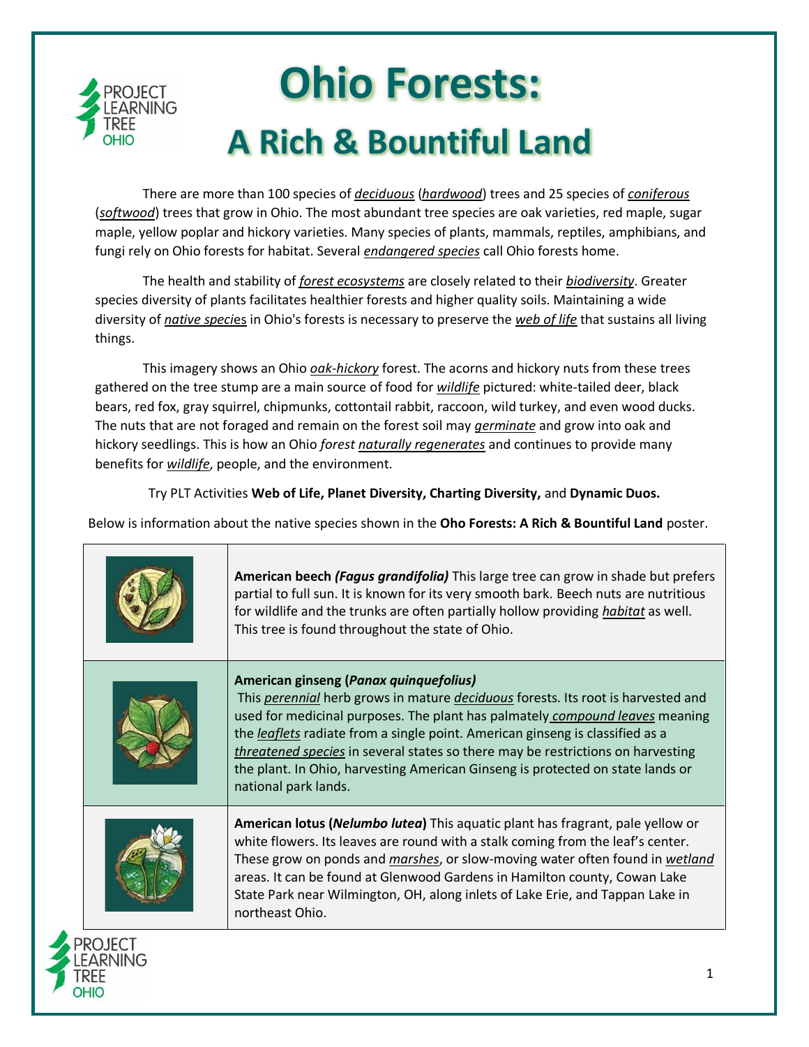# Ohio Forests:

# A Rich & Bountiful Land

There are more than 100 species of ***deciduous*** (***hardwood***) trees and 25 species of ***coniferous*** (***softwood***) trees that grow in Ohio. The most abundant tree species are oak varieties, red maple, sugar maple, yellow poplar and hickory varieties. Many species of plants, mammals, reptiles, amphibians, and fungi rely on Ohio forests for habitat. Several ***endangered species*** call Ohio forests home.

The health and stability of ***forest ecosystems*** are closely related to their ***biodiversity***. Greater species diversity of plants facilitates healthier forests and higher quality soils. Maintaining a wide diversity of ***native species*** in Ohio's forests is necessary to preserve the ***web of life*** that sustains all living things.

This imagery shows an Ohio ***oak-hickory*** forest. The acorns and hickory nuts from these trees gathered on the tree stump are a main source of food for ***wildlife*** pictured: white-tailed deer, black bears, red fox, gray squirrel, chipmunks, cottontail rabbit, raccoon, wild turkey, and even wood ducks. The nuts that are not foraged and remain on the forest soil may ***germinate*** and grow into oak and hickory seedlings. This is how an Ohio *forest* ***naturally regenerates*** and continues to provide many benefits for ***wildlife***, people, and the environment.

Try PLT Activities **Web of Life, Planet Diversity, Charting Diversity,** and **Dynamic Duos.**

Below is information about the native species shown in the **Oho Forests: A Rich & Bountiful Land** poster.

| | |
|---|---|
| | **American beech *(Fagus grandifolia)*** This large tree can grow in shade but prefers partial to full sun. It is known for its very smooth bark. Beech nuts are nutritious for wildlife and the trunks are often partially hollow providing ***habitat*** as well. This tree is found throughout the state of Ohio. |
| | **American ginseng (*Panax quinquefolius)*** This ***perennial*** herb grows in mature ***deciduous*** forests. Its root is harvested and used for medicinal purposes. The plant has palmately ***compound leaves*** meaning the ***leaflets*** radiate from a single point. American ginseng is classified as a ***threatened species*** in several states so there may be restrictions on harvesting the plant. In Ohio, harvesting American Ginseng is protected on state lands or national park lands. |
| | **American lotus (*Nelumbo lutea*)** This aquatic plant has fragrant, pale yellow or white flowers. Its leaves are round with a stalk coming from the leaf's center. These grow on ponds and ***marshes***, or slow-moving water often found in ***wetland*** areas. It can be found at Glenwood Gardens in Hamilton county, Cowan Lake State Park near Wilmington, OH, along inlets of Lake Erie, and Tappan Lake in northeast Ohio. |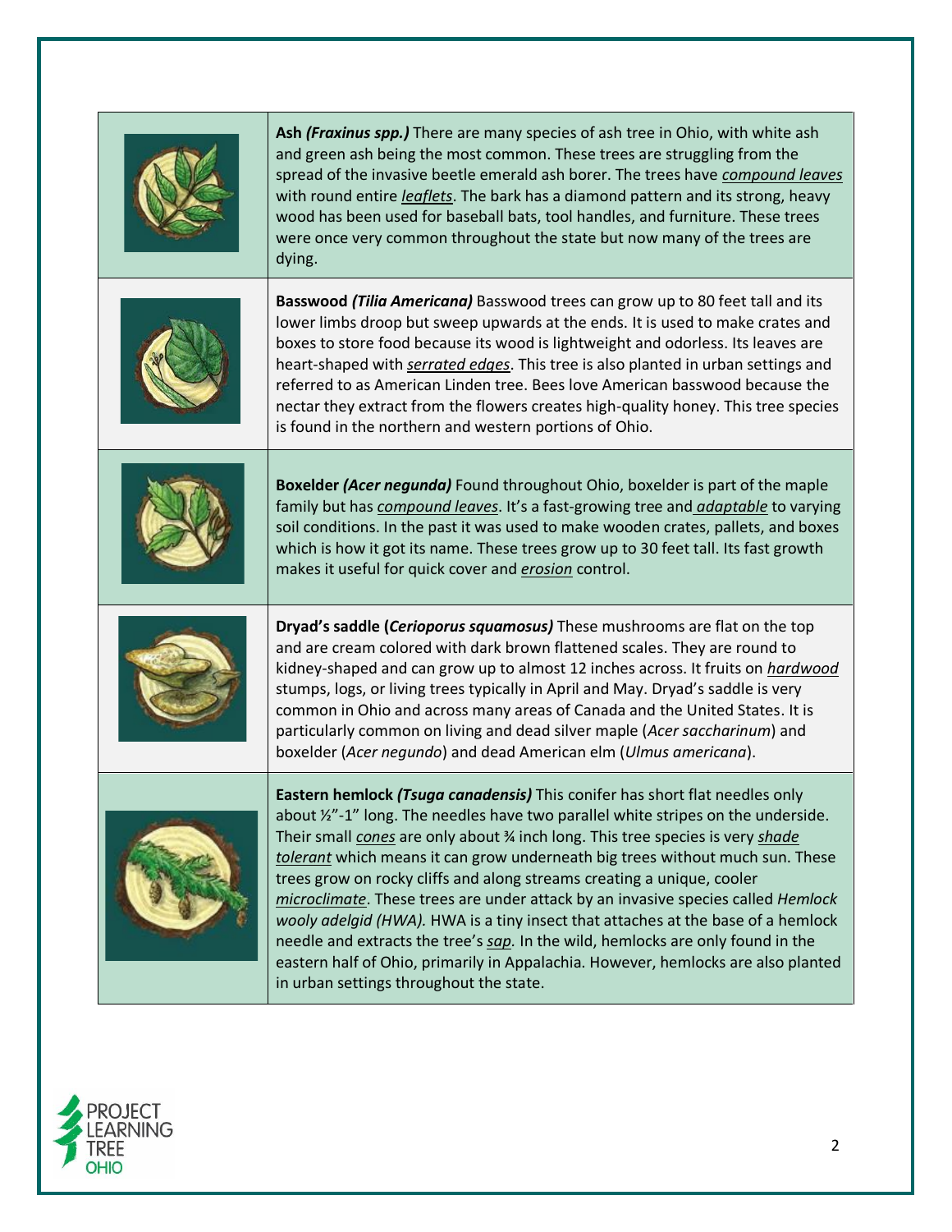**Ash *(Fraxinus spp.)*** There are many species of ash tree in Ohio, with white ash and green ash being the most common. These trees are struggling from the spread of the invasive beetle emerald ash borer. The trees have ***compound leaves*** with round entire ***leaflets***. The bark has a diamond pattern and its strong, heavy wood has been used for baseball bats, tool handles, and furniture. These trees were once very common throughout the state but now many of the trees are dying.

**Basswood *(Tilia Americana)*** Basswood trees can grow up to 80 feet tall and its lower limbs droop but sweep upwards at the ends. It is used to make crates and boxes to store food because its wood is lightweight and odorless. Its leaves are heart-shaped with ***serrated edges***. This tree is also planted in urban settings and referred to as American Linden tree. Bees love American basswood because the nectar they extract from the flowers creates high-quality honey. This tree species is found in the northern and western portions of Ohio.

**Boxelder *(Acer negunda)*** Found throughout Ohio, boxelder is part of the maple family but has ***compound leaves***. It's a fast-growing tree and ***adaptable*** to varying soil conditions. In the past it was used to make wooden crates, pallets, and boxes which is how it got its name. These trees grow up to 30 feet tall. Its fast growth makes it useful for quick cover and ***erosion*** control.

**Dryad's saddle (*Cerioporus squamosus)*** These mushrooms are flat on the top and are cream colored with dark brown flattened scales. They are round to kidney-shaped and can grow up to almost 12 inches across. It fruits on ***hardwood*** stumps, logs, or living trees typically in April and May. Dryad's saddle is very common in Ohio and across many areas of Canada and the United States. It is particularly common on living and dead silver maple (*Acer saccharinum*) and boxelder (*Acer negundo*) and dead American elm (*Ulmus americana*).

**Eastern hemlock *(Tsuga canadensis)*** This conifer has short flat needles only about ½"-1" long. The needles have two parallel white stripes on the underside. Their small ***cones*** are only about ¾ inch long. This tree species is very ***shade tolerant*** which means it can grow underneath big trees without much sun. These trees grow on rocky cliffs and along streams creating a unique, cooler ***microclimate***. These trees are under attack by an invasive species called *Hemlock wooly adelgid (HWA).* HWA is a tiny insect that attaches at the base of a hemlock needle and extracts the tree's ***sap***. In the wild, hemlocks are only found in the eastern half of Ohio, primarily in Appalachia. However, hemlocks are also planted in urban settings throughout the state.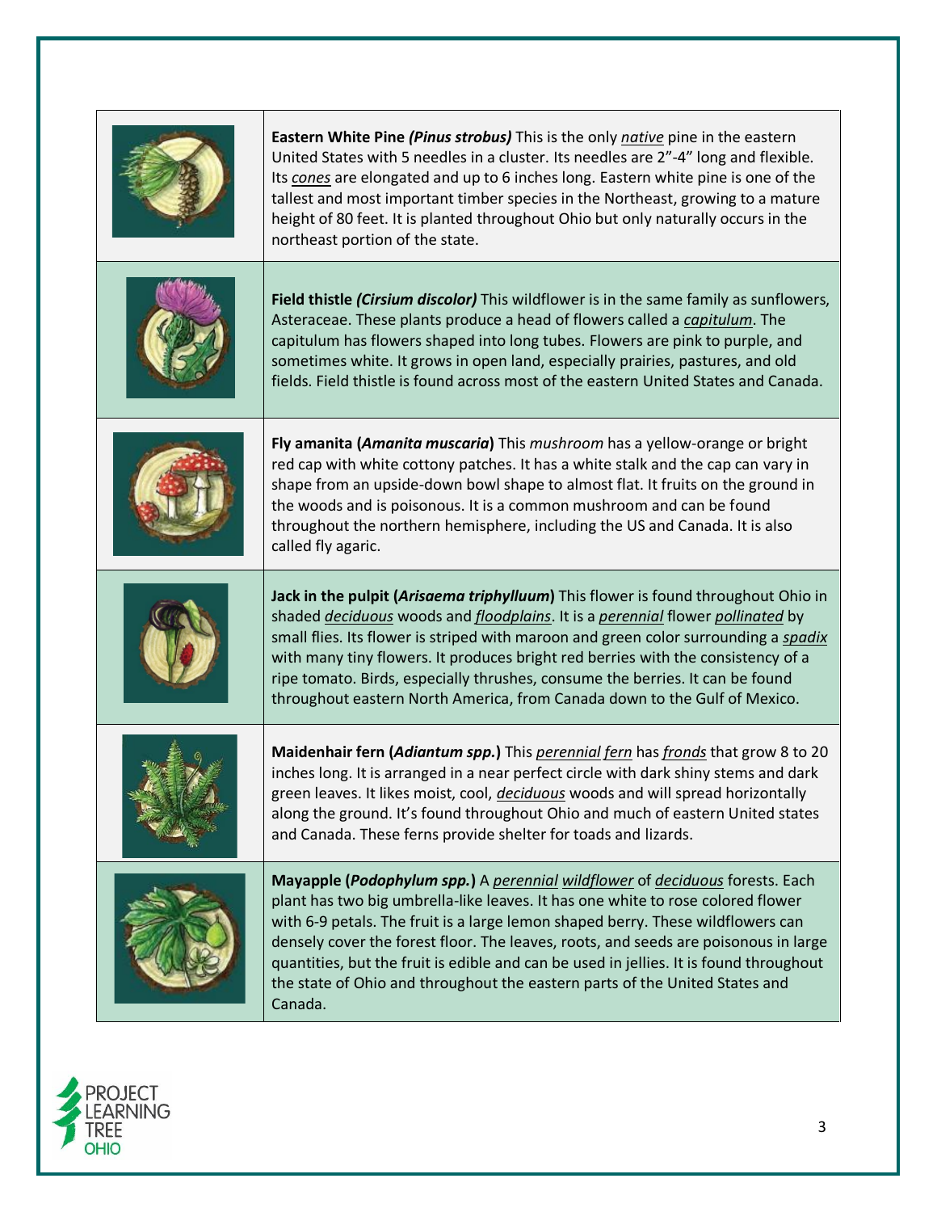| | |
|---|---|
| | **Eastern White Pine *(Pinus strobus)*** This is the only *native* pine in the eastern United States with 5 needles in a cluster. Its needles are 2"-4" long and flexible. Its *cones* are elongated and up to 6 inches long. Eastern white pine is one of the tallest and most important timber species in the Northeast, growing to a mature height of 80 feet. It is planted throughout Ohio but only naturally occurs in the northeast portion of the state. |
| | **Field thistle *(Cirsium discolor)*** This wildflower is in the same family as sunflowers, Asteraceae. These plants produce a head of flowers called a *capitulum*. The capitulum has flowers shaped into long tubes. Flowers are pink to purple, and sometimes white. It grows in open land, especially prairies, pastures, and old fields. Field thistle is found across most of the eastern United States and Canada. |
| | **Fly amanita (*Amanita muscaria*)** This *mushroom* has a yellow-orange or bright red cap with white cottony patches. It has a white stalk and the cap can vary in shape from an upside-down bowl shape to almost flat. It fruits on the ground in the woods and is poisonous. It is a common mushroom and can be found throughout the northern hemisphere, including the US and Canada. It is also called fly agaric. |
| | **Jack in the pulpit (*Arisaema triphylluum*)** This flower is found throughout Ohio in shaded *deciduous* woods and *floodplains*. It is a *perennial* flower *pollinated* by small flies. Its flower is striped with maroon and green color surrounding a *spadix* with many tiny flowers. It produces bright red berries with the consistency of a ripe tomato. Birds, especially thrushes, consume the berries. It can be found throughout eastern North America, from Canada down to the Gulf of Mexico. |
| | **Maidenhair fern (*Adiantum spp.*)** This *perennial fern* has *fronds* that grow 8 to 20 inches long. It is arranged in a near perfect circle with dark shiny stems and dark green leaves. It likes moist, cool, *deciduous* woods and will spread horizontally along the ground. It's found throughout Ohio and much of eastern United states and Canada. These ferns provide shelter for toads and lizards. |
| | **Mayapple (*Podophylum spp.*)** A *perennial wildflower* of *deciduous* forests. Each plant has two big umbrella-like leaves. It has one white to rose colored flower with 6-9 petals. The fruit is a large lemon shaped berry. These wildflowers can densely cover the forest floor. The leaves, roots, and seeds are poisonous in large quantities, but the fruit is edible and can be used in jellies. It is found throughout the state of Ohio and throughout the eastern parts of the United States and Canada. |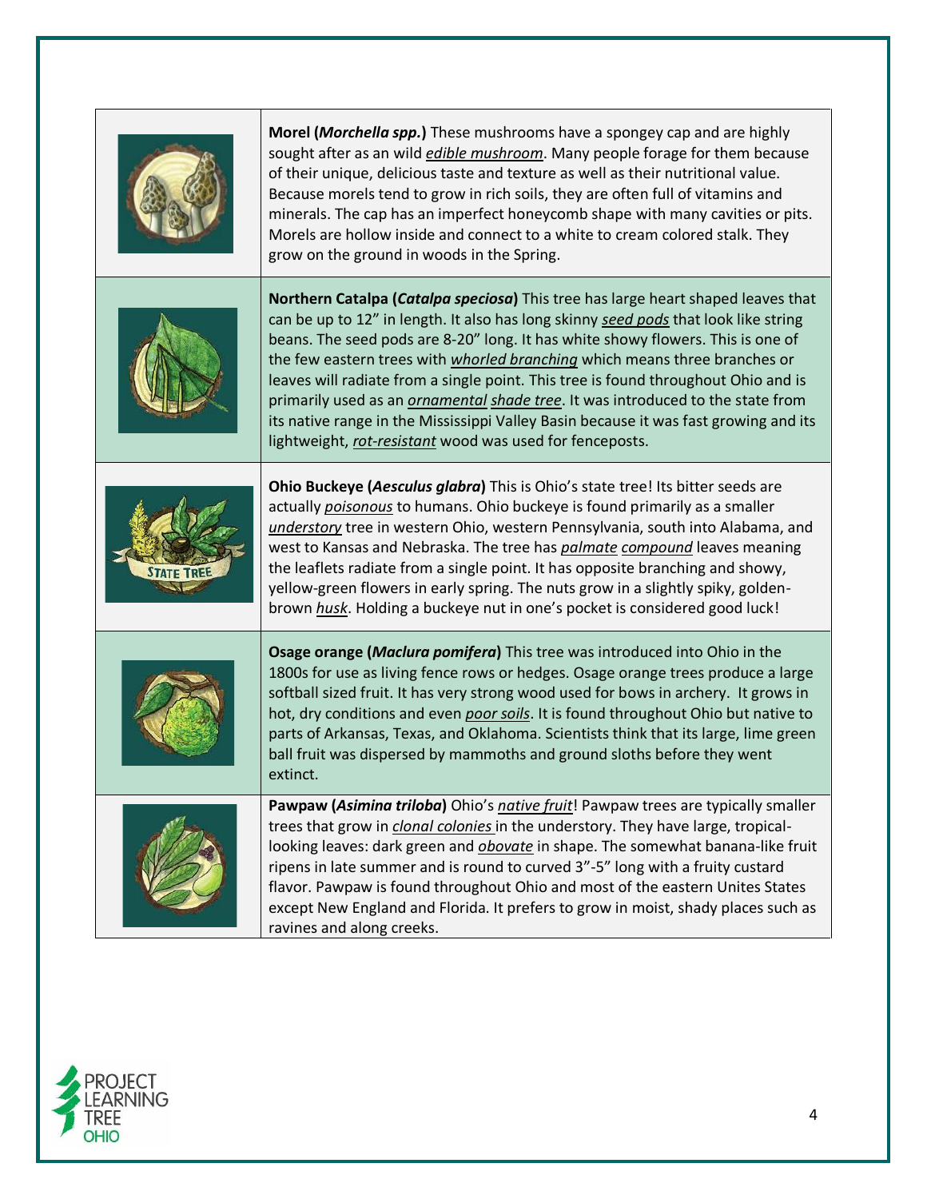| | |
|---|---|
| | **Morel (*Morchella spp.*)** These mushrooms have a spongey cap and are highly sought after as an wild ***edible mushroom***. Many people forage for them because of their unique, delicious taste and texture as well as their nutritional value. Because morels tend to grow in rich soils, they are often full of vitamins and minerals. The cap has an imperfect honeycomb shape with many cavities or pits. Morels are hollow inside and connect to a white to cream colored stalk. They grow on the ground in woods in the Spring. |
| | **Northern Catalpa (*Catalpa speciosa*)** This tree has large heart shaped leaves that can be up to 12" in length. It also has long skinny ***seed pods*** that look like string beans. The seed pods are 8-20" long. It has white showy flowers. This is one of the few eastern trees with ***whorled branching*** which means three branches or leaves will radiate from a single point. This tree is found throughout Ohio and is primarily used as an ***ornamental shade tree***. It was introduced to the state from its native range in the Mississippi Valley Basin because it was fast growing and its lightweight, ***rot-resistant*** wood was used for fenceposts. |
| STATE TREE | **Ohio Buckeye (*Aesculus glabra*)** This is Ohio's state tree! Its bitter seeds are actually ***poisonous*** to humans. Ohio buckeye is found primarily as a smaller ***understory*** tree in western Ohio, western Pennsylvania, south into Alabama, and west to Kansas and Nebraska. The tree has ***palmate compound*** leaves meaning the leaflets radiate from a single point. It has opposite branching and showy, yellow-green flowers in early spring. The nuts grow in a slightly spiky, golden-brown ***husk***. Holding a buckeye nut in one's pocket is considered good luck! |
| | **Osage orange (*Maclura pomifera*)** This tree was introduced into Ohio in the 1800s for use as living fence rows or hedges. Osage orange trees produce a large softball sized fruit. It has very strong wood used for bows in archery. It grows in hot, dry conditions and even ***poor soils***. It is found throughout Ohio but native to parts of Arkansas, Texas, and Oklahoma. Scientists think that its large, lime green ball fruit was dispersed by mammoths and ground sloths before they went extinct. |
| | **Pawpaw (*Asimina triloba*)** Ohio's ***native fruit***! Pawpaw trees are typically smaller trees that grow in ***clonal colonies*** in the understory. They have large, tropical-looking leaves: dark green and ***obovate*** in shape. The somewhat banana-like fruit ripens in late summer and is round to curved 3"-5" long with a fruity custard flavor. Pawpaw is found throughout Ohio and most of the eastern Unites States except New England and Florida. It prefers to grow in moist, shady places such as ravines and along creeks. |

PROJECT LEARNING TREE OHIO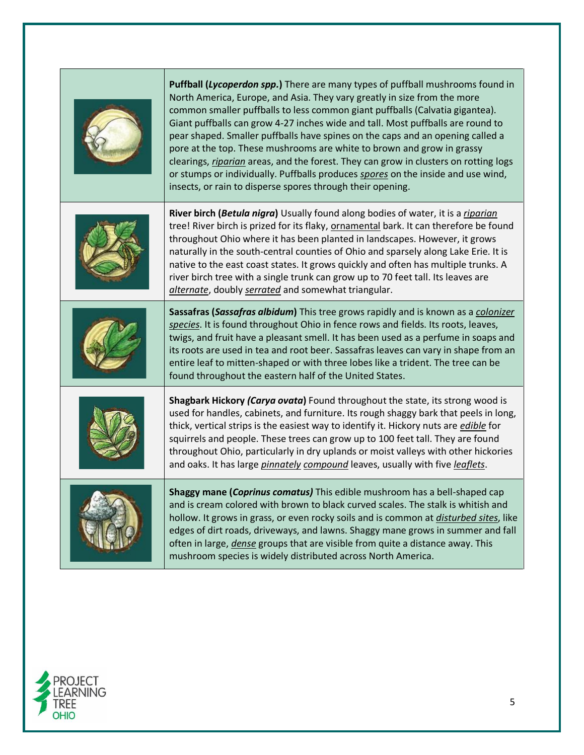| | |
|---|---|
| | **Puffball (*Lycoperdon spp.*)** There are many types of puffball mushrooms found in North America, Europe, and Asia. They vary greatly in size from the more common smaller puffballs to less common giant puffballs (Calvatia gigantea). Giant puffballs can grow 4-27 inches wide and tall. Most puffballs are round to pear shaped. Smaller puffballs have spines on the caps and an opening called a pore at the top. These mushrooms are white to brown and grow in grassy clearings, *riparian* areas, and the forest. They can grow in clusters on rotting logs or stumps or individually. Puffballs produces *spores* on the inside and use wind, insects, or rain to disperse spores through their opening. |
| | **River birch (*Betula nigra*)** Usually found along bodies of water, it is a *riparian* tree! River birch is prized for its flaky, ornamental bark. It can therefore be found throughout Ohio where it has been planted in landscapes. However, it grows naturally in the south-central counties of Ohio and sparsely along Lake Erie. It is native to the east coast states. It grows quickly and often has multiple trunks. A river birch tree with a single trunk can grow up to 70 feet tall. Its leaves are *alternate*, doubly *serrated* and somewhat triangular. |
| | **Sassafras (*Sassafras albidum*)** This tree grows rapidly and is known as a *colonizer species*. It is found throughout Ohio in fence rows and fields. Its roots, leaves, twigs, and fruit have a pleasant smell. It has been used as a perfume in soaps and its roots are used in tea and root beer. Sassafras leaves can vary in shape from an entire leaf to mitten-shaped or with three lobes like a trident. The tree can be found throughout the eastern half of the United States. |
| | **Shagbark Hickory *(Carya ovata*)** Found throughout the state, its strong wood is used for handles, cabinets, and furniture. Its rough shaggy bark that peels in long, thick, vertical strips is the easiest way to identify it. Hickory nuts are *edible* for squirrels and people. These trees can grow up to 100 feet tall. They are found throughout Ohio, particularly in dry uplands or moist valleys with other hickories and oaks. It has large *pinnately compound* leaves, usually with five *leaflets*. |
| | **Shaggy mane (*Coprinus comatus)*** This edible mushroom has a bell-shaped cap and is cream colored with brown to black curved scales. The stalk is whitish and hollow. It grows in grass, or even rocky soils and is common at *disturbed sites*, like edges of dirt roads, driveways, and lawns. Shaggy mane grows in summer and fall often in large, *dense* groups that are visible from quite a distance away. This mushroom species is widely distributed across North America. |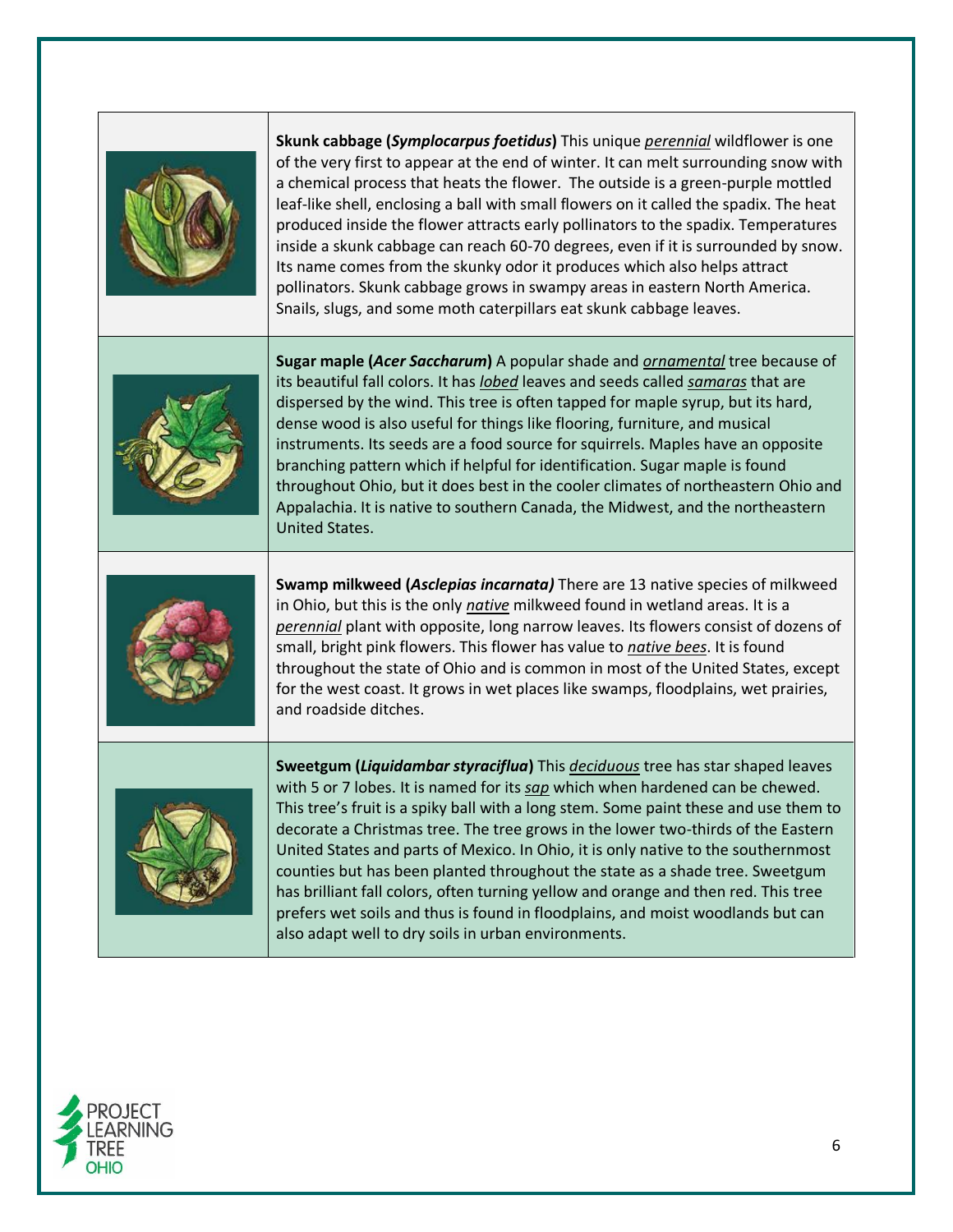**Skunk cabbage (*Symplocarpus foetidus*)** This unique *perennial* wildflower is one of the very first to appear at the end of winter. It can melt surrounding snow with a chemical process that heats the flower. The outside is a green-purple mottled leaf-like shell, enclosing a ball with small flowers on it called the spadix. The heat produced inside the flower attracts early pollinators to the spadix. Temperatures inside a skunk cabbage can reach 60-70 degrees, even if it is surrounded by snow. Its name comes from the skunky odor it produces which also helps attract pollinators. Skunk cabbage grows in swampy areas in eastern North America. Snails, slugs, and some moth caterpillars eat skunk cabbage leaves.

**Sugar maple (*Acer Saccharum*)** A popular shade and *ornamental* tree because of its beautiful fall colors. It has *lobed* leaves and seeds called *samaras* that are dispersed by the wind. This tree is often tapped for maple syrup, but its hard, dense wood is also useful for things like flooring, furniture, and musical instruments. Its seeds are a food source for squirrels. Maples have an opposite branching pattern which if helpful for identification. Sugar maple is found throughout Ohio, but it does best in the cooler climates of northeastern Ohio and Appalachia. It is native to southern Canada, the Midwest, and the northeastern United States.

**Swamp milkweed (*Asclepias incarnata)*** There are 13 native species of milkweed in Ohio, but this is the only *native* milkweed found in wetland areas. It is a *perennial* plant with opposite, long narrow leaves. Its flowers consist of dozens of small, bright pink flowers. This flower has value to *native bees*. It is found throughout the state of Ohio and is common in most of the United States, except for the west coast. It grows in wet places like swamps, floodplains, wet prairies, and roadside ditches.

**Sweetgum (*Liquidambar styraciflua*)** This *deciduous* tree has star shaped leaves with 5 or 7 lobes. It is named for its *sap* which when hardened can be chewed. This tree's fruit is a spiky ball with a long stem. Some paint these and use them to decorate a Christmas tree. The tree grows in the lower two-thirds of the Eastern United States and parts of Mexico. In Ohio, it is only native to the southernmost counties but has been planted throughout the state as a shade tree. Sweetgum has brilliant fall colors, often turning yellow and orange and then red. This tree prefers wet soils and thus is found in floodplains, and moist woodlands but can also adapt well to dry soils in urban environments.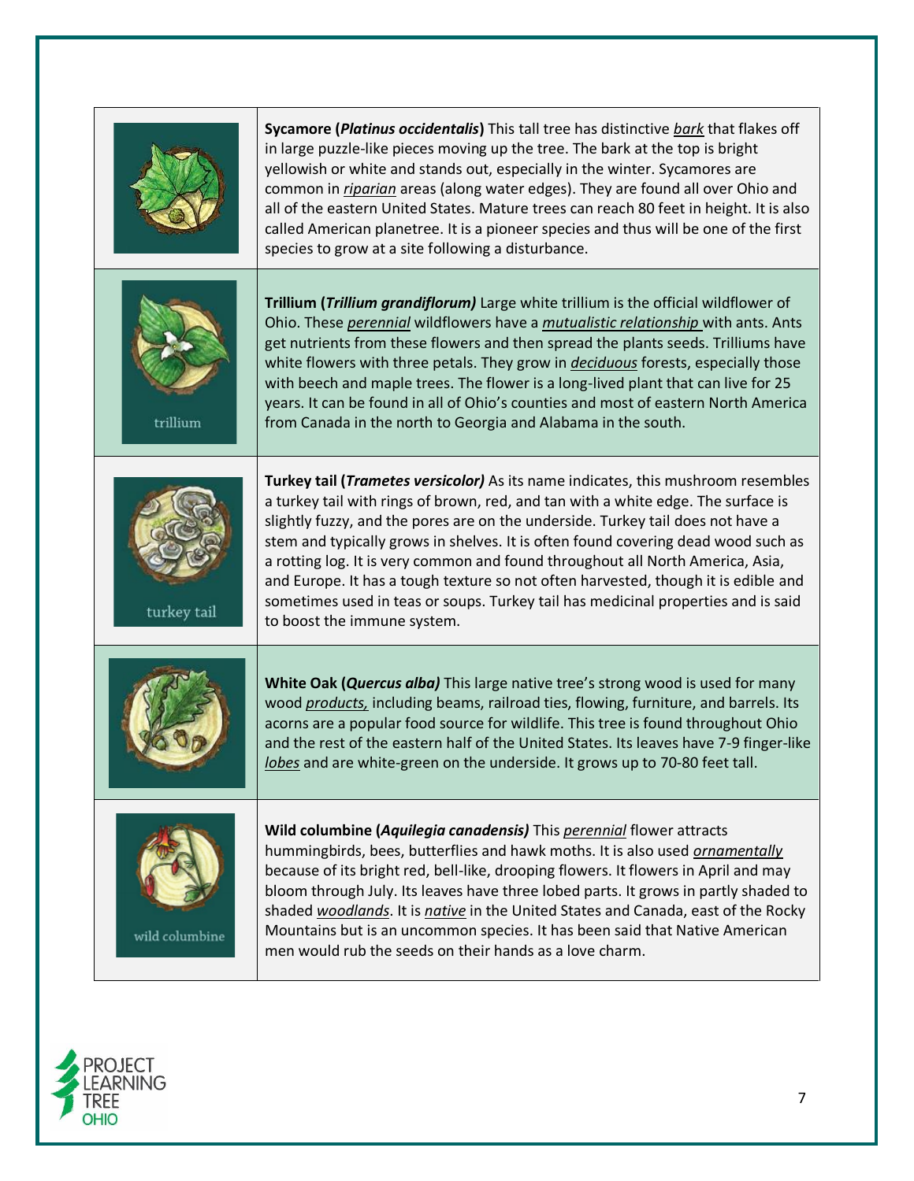| | |
|---|---|
| | **Sycamore (*Platinus occidentalis*)** This tall tree has distinctive *bark* that flakes off in large puzzle-like pieces moving up the tree. The bark at the top is bright yellowish or white and stands out, especially in the winter. Sycamores are common in *riparian* areas (along water edges). They are found all over Ohio and all of the eastern United States. Mature trees can reach 80 feet in height. It is also called American planetree. It is a pioneer species and thus will be one of the first species to grow at a site following a disturbance. |
| trillium | **Trillium (*Trillium grandiflorum)*** Large white trillium is the official wildflower of Ohio. These *perennial* wildflowers have a *mutualistic relationship* with ants. Ants get nutrients from these flowers and then spread the plants seeds. Trilliums have white flowers with three petals. They grow in *deciduous* forests, especially those with beech and maple trees. The flower is a long-lived plant that can live for 25 years. It can be found in all of Ohio's counties and most of eastern North America from Canada in the north to Georgia and Alabama in the south. |
| turkey tail | **Turkey tail (*Trametes versicolor)*** As its name indicates, this mushroom resembles a turkey tail with rings of brown, red, and tan with a white edge. The surface is slightly fuzzy, and the pores are on the underside. Turkey tail does not have a stem and typically grows in shelves. It is often found covering dead wood such as a rotting log. It is very common and found throughout all North America, Asia, and Europe. It has a tough texture so not often harvested, though it is edible and sometimes used in teas or soups. Turkey tail has medicinal properties and is said to boost the immune system. |
| | **White Oak (*Quercus alba)*** This large native tree's strong wood is used for many wood *products,* including beams, railroad ties, flowing, furniture, and barrels. Its acorns are a popular food source for wildlife. This tree is found throughout Ohio and the rest of the eastern half of the United States. Its leaves have 7-9 finger-like *lobes* and are white-green on the underside. It grows up to 70-80 feet tall. |
| wild columbine | **Wild columbine (*Aquilegia canadensis)*** This *perennial* flower attracts hummingbirds, bees, butterflies and hawk moths. It is also used *ornamentally* because of its bright red, bell-like, drooping flowers. It flowers in April and may bloom through July. Its leaves have three lobed parts. It grows in partly shaded to shaded *woodlands*. It is *native* in the United States and Canada, east of the Rocky Mountains but is an uncommon species. It has been said that Native American men would rub the seeds on their hands as a love charm. |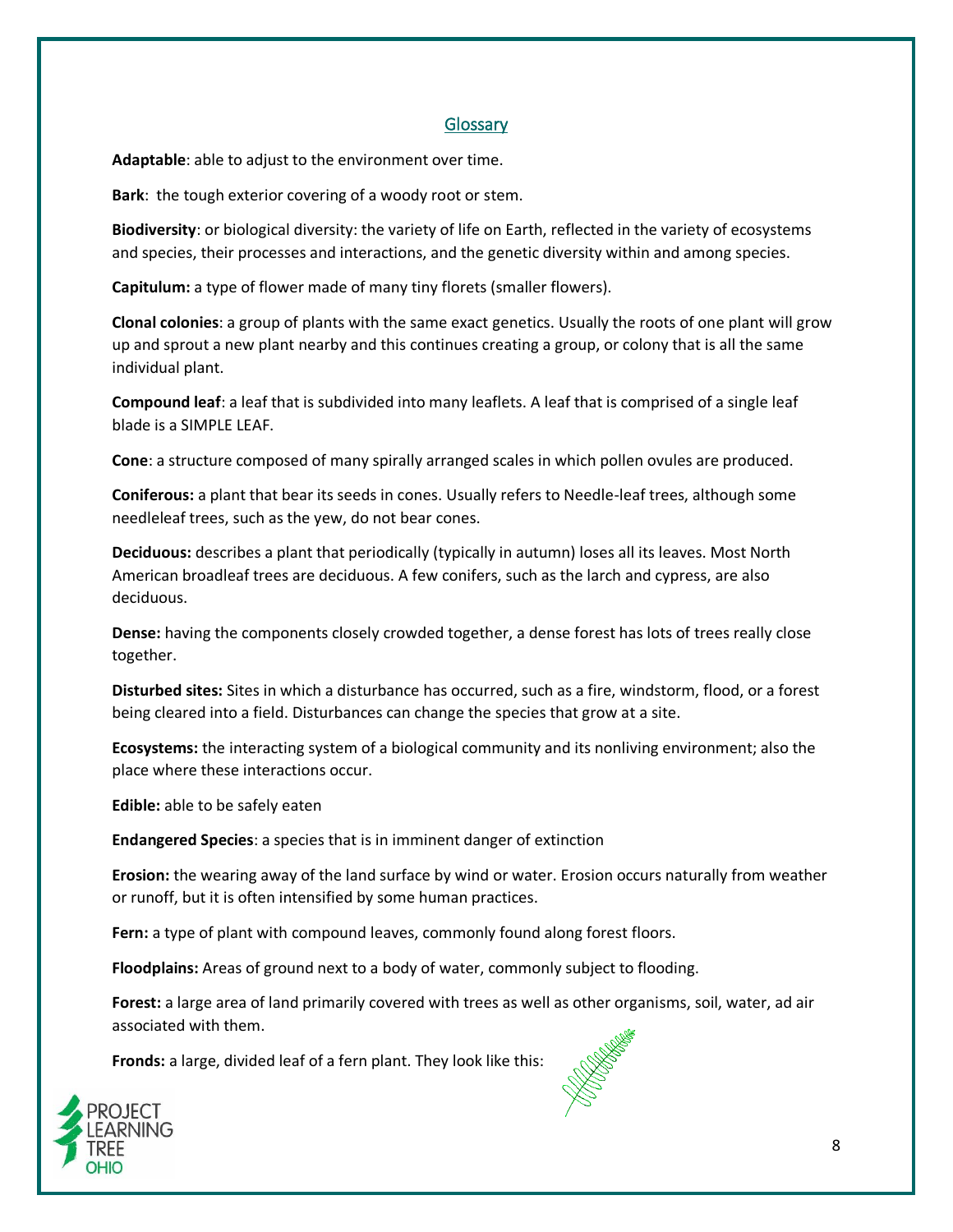## Glossary

**Adaptable**: able to adjust to the environment over time.

**Bark**: the tough exterior covering of a woody root or stem.

**Biodiversity**: or biological diversity: the variety of life on Earth, reflected in the variety of ecosystems and species, their processes and interactions, and the genetic diversity within and among species.

**Capitulum:** a type of flower made of many tiny florets (smaller flowers).

**Clonal colonies**: a group of plants with the same exact genetics. Usually the roots of one plant will grow up and sprout a new plant nearby and this continues creating a group, or colony that is all the same individual plant.

**Compound leaf**: a leaf that is subdivided into many leaflets. A leaf that is comprised of a single leaf blade is a SIMPLE LEAF.

**Cone**: a structure composed of many spirally arranged scales in which pollen ovules are produced.

**Coniferous:** a plant that bear its seeds in cones. Usually refers to Needle-leaf trees, although some needleleaf trees, such as the yew, do not bear cones.

**Deciduous:** describes a plant that periodically (typically in autumn) loses all its leaves. Most North American broadleaf trees are deciduous. A few conifers, such as the larch and cypress, are also deciduous.

**Dense:** having the components closely crowded together, a dense forest has lots of trees really close together.

**Disturbed sites:** Sites in which a disturbance has occurred, such as a fire, windstorm, flood, or a forest being cleared into a field. Disturbances can change the species that grow at a site.

**Ecosystems:** the interacting system of a biological community and its nonliving environment; also the place where these interactions occur.

**Edible:** able to be safely eaten

**Endangered Species**: a species that is in imminent danger of extinction

**Erosion:** the wearing away of the land surface by wind or water. Erosion occurs naturally from weather or runoff, but it is often intensified by some human practices.

**Fern:** a type of plant with compound leaves, commonly found along forest floors.

**Floodplains:** Areas of ground next to a body of water, commonly subject to flooding.

**Forest:** a large area of land primarily covered with trees as well as other organisms, soil, water, ad air associated with them.

**Fronds:** a large, divided leaf of a fern plant. They look like this: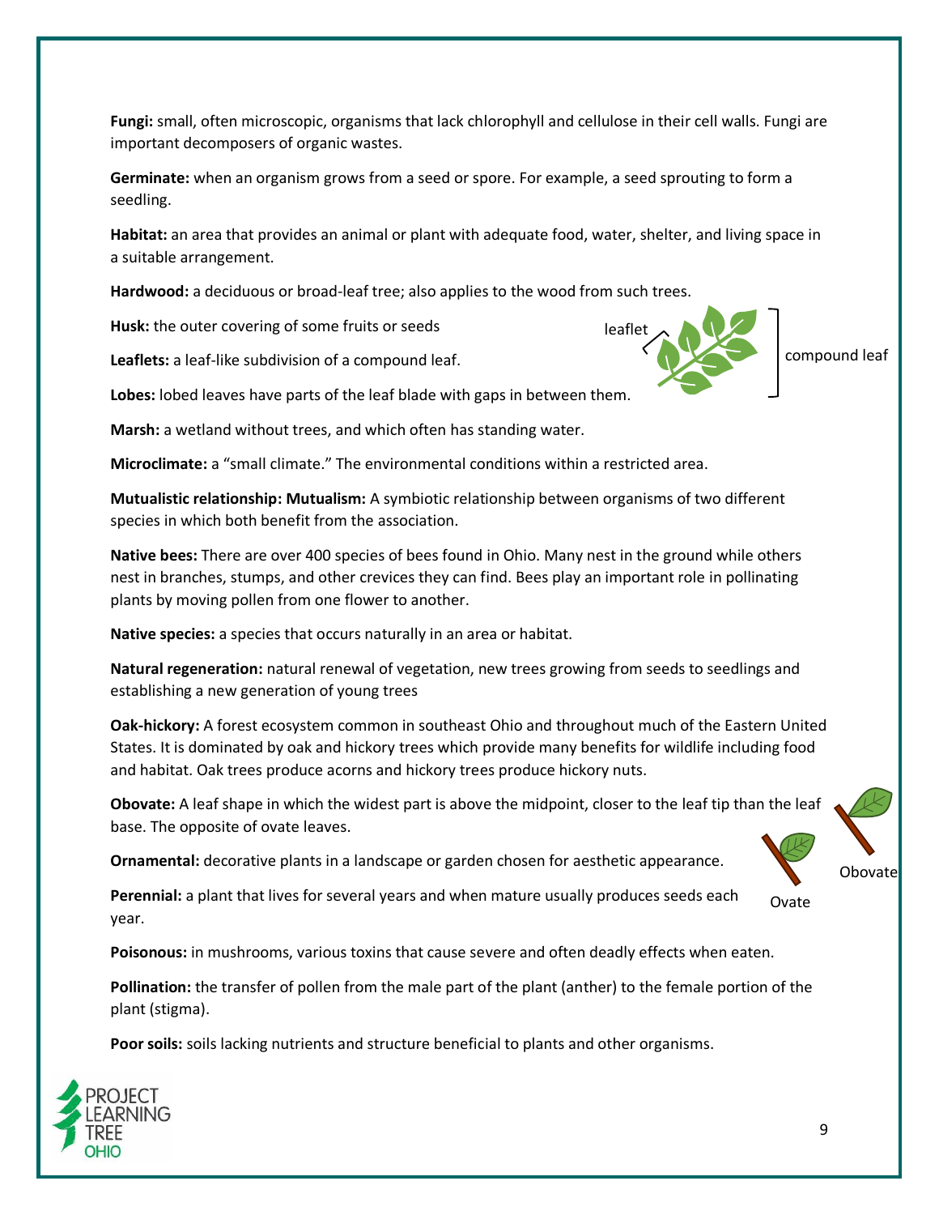**Fungi:** small, often microscopic, organisms that lack chlorophyll and cellulose in their cell walls. Fungi are important decomposers of organic wastes.

**Germinate:** when an organism grows from a seed or spore. For example, a seed sprouting to form a seedling.

**Habitat:** an area that provides an animal or plant with adequate food, water, shelter, and living space in a suitable arrangement.

**Hardwood:** a deciduous or broad-leaf tree; also applies to the wood from such trees.

**Husk:** the outer covering of some fruits or seeds

**Leaflets:** a leaf-like subdivision of a compound leaf.

leaflet

compound leaf

**Lobes:** lobed leaves have parts of the leaf blade with gaps in between them.

**Marsh:** a wetland without trees, and which often has standing water.

**Microclimate:** a "small climate." The environmental conditions within a restricted area.

**Mutualistic relationship: Mutualism:** A symbiotic relationship between organisms of two different species in which both benefit from the association.

**Native bees:** There are over 400 species of bees found in Ohio. Many nest in the ground while others nest in branches, stumps, and other crevices they can find. Bees play an important role in pollinating plants by moving pollen from one flower to another.

**Native species:** a species that occurs naturally in an area or habitat.

**Natural regeneration:** natural renewal of vegetation, new trees growing from seeds to seedlings and establishing a new generation of young trees

**Oak-hickory:** A forest ecosystem common in southeast Ohio and throughout much of the Eastern United States. It is dominated by oak and hickory trees which provide many benefits for wildlife including food and habitat. Oak trees produce acorns and hickory trees produce hickory nuts.

**Obovate:** A leaf shape in which the widest part is above the midpoint, closer to the leaf tip than the leaf base. The opposite of ovate leaves.

Ovate

Obovate

**Ornamental:** decorative plants in a landscape or garden chosen for aesthetic appearance.

**Perennial:** a plant that lives for several years and when mature usually produces seeds each year.

**Poisonous:** in mushrooms, various toxins that cause severe and often deadly effects when eaten.

**Pollination:** the transfer of pollen from the male part of the plant (anther) to the female portion of the plant (stigma).

**Poor soils:** soils lacking nutrients and structure beneficial to plants and other organisms.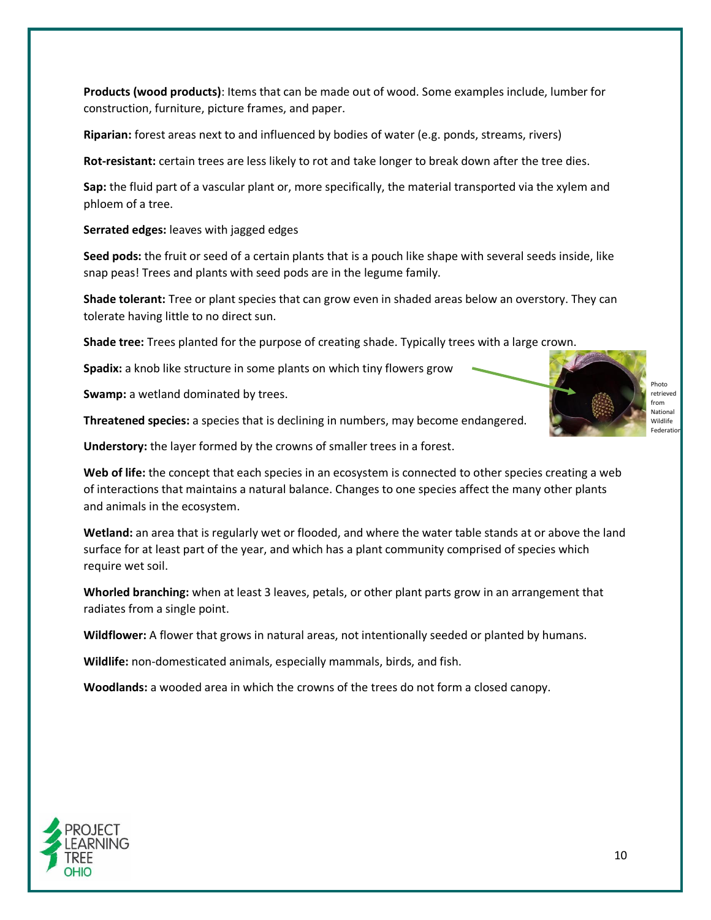**Products (wood products)**: Items that can be made out of wood. Some examples include, lumber for construction, furniture, picture frames, and paper.

**Riparian:** forest areas next to and influenced by bodies of water (e.g. ponds, streams, rivers)

**Rot-resistant:** certain trees are less likely to rot and take longer to break down after the tree dies.

**Sap:** the fluid part of a vascular plant or, more specifically, the material transported via the xylem and phloem of a tree.

**Serrated edges:** leaves with jagged edges

**Seed pods:** the fruit or seed of a certain plants that is a pouch like shape with several seeds inside, like snap peas! Trees and plants with seed pods are in the legume family.

**Shade tolerant:** Tree or plant species that can grow even in shaded areas below an overstory. They can tolerate having little to no direct sun.

**Shade tree:** Trees planted for the purpose of creating shade. Typically trees with a large crown.

**Spadix:** a knob like structure in some plants on which tiny flowers grow

Photo retrieved from National Wildlife Federation

**Swamp:** a wetland dominated by trees.

**Threatened species:** a species that is declining in numbers, may become endangered.

**Understory:** the layer formed by the crowns of smaller trees in a forest.

**Web of life:** the concept that each species in an ecosystem is connected to other species creating a web of interactions that maintains a natural balance. Changes to one species affect the many other plants and animals in the ecosystem.

**Wetland:** an area that is regularly wet or flooded, and where the water table stands at or above the land surface for at least part of the year, and which has a plant community comprised of species which require wet soil.

**Whorled branching:** when at least 3 leaves, petals, or other plant parts grow in an arrangement that radiates from a single point.

**Wildflower:** A flower that grows in natural areas, not intentionally seeded or planted by humans.

**Wildlife:** non-domesticated animals, especially mammals, birds, and fish.

**Woodlands:** a wooded area in which the crowns of the trees do not form a closed canopy.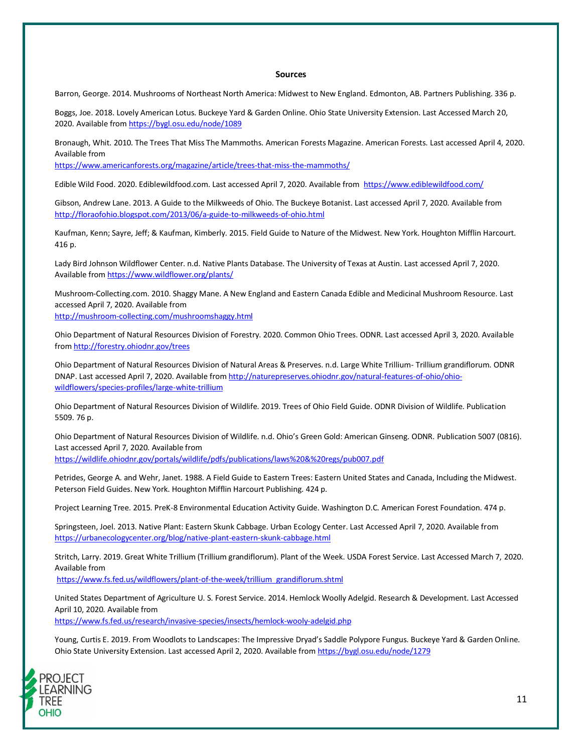**Sources**

Barron, George. 2014. Mushrooms of Northeast North America: Midwest to New England. Edmonton, AB. Partners Publishing. 336 p.

Boggs, Joe. 2018. Lovely American Lotus. Buckeye Yard & Garden Online. Ohio State University Extension. Last Accessed March 20, 2020. Available from https://bygl.osu.edu/node/1089

Bronaugh, Whit. 2010. The Trees That Miss The Mammoths. American Forests Magazine. American Forests. Last accessed April 4, 2020. Available from https://www.americanforests.org/magazine/article/trees-that-miss-the-mammoths/

Edible Wild Food. 2020. Ediblewildfood.com. Last accessed April 7, 2020. Available from https://www.ediblewildfood.com/

Gibson, Andrew Lane. 2013. A Guide to the Milkweeds of Ohio. The Buckeye Botanist. Last accessed April 7, 2020. Available from http://floraofohio.blogspot.com/2013/06/a-guide-to-milkweeds-of-ohio.html

Kaufman, Kenn; Sayre, Jeff; & Kaufman, Kimberly. 2015. Field Guide to Nature of the Midwest. New York. Houghton Mifflin Harcourt. 416 p.

Lady Bird Johnson Wildflower Center. n.d. Native Plants Database. The University of Texas at Austin. Last accessed April 7, 2020. Available from https://www.wildflower.org/plants/

Mushroom-Collecting.com. 2010. Shaggy Mane. A New England and Eastern Canada Edible and Medicinal Mushroom Resource. Last accessed April 7, 2020. Available from http://mushroom-collecting.com/mushroomshaggy.html

Ohio Department of Natural Resources Division of Forestry. 2020. Common Ohio Trees. ODNR. Last accessed April 3, 2020. Available from http://forestry.ohiodnr.gov/trees

Ohio Department of Natural Resources Division of Natural Areas & Preserves. n.d. Large White Trillium- Trillium grandiflorum. ODNR DNAP. Last accessed April 7, 2020. Available from http://naturepreserves.ohiodnr.gov/natural-features-of-ohio/ohio-wildflowers/species-profiles/large-white-trillium

Ohio Department of Natural Resources Division of Wildlife. 2019. Trees of Ohio Field Guide. ODNR Division of Wildlife. Publication 5509. 76 p.

Ohio Department of Natural Resources Division of Wildlife. n.d. Ohio's Green Gold: American Ginseng. ODNR. Publication 5007 (0816). Last accessed April 7, 2020. Available from https://wildlife.ohiodnr.gov/portals/wildlife/pdfs/publications/laws%20&%20regs/pub007.pdf

Petrides, George A. and Wehr, Janet. 1988. A Field Guide to Eastern Trees: Eastern United States and Canada, Including the Midwest. Peterson Field Guides. New York. Houghton Mifflin Harcourt Publishing. 424 p.

Project Learning Tree. 2015. PreK-8 Environmental Education Activity Guide. Washington D.C. American Forest Foundation. 474 p.

Springsteen, Joel. 2013. Native Plant: Eastern Skunk Cabbage. Urban Ecology Center. Last Accessed April 7, 2020. Available from https://urbanecologycenter.org/blog/native-plant-eastern-skunk-cabbage.html

Stritch, Larry. 2019. Great White Trillium (Trillium grandiflorum). Plant of the Week. USDA Forest Service. Last Accessed March 7, 2020. Available from https://www.fs.fed.us/wildflowers/plant-of-the-week/trillium_grandiflorum.shtml

United States Department of Agriculture U. S. Forest Service. 2014. Hemlock Woolly Adelgid. Research & Development. Last Accessed April 10, 2020. Available from https://www.fs.fed.us/research/invasive-species/insects/hemlock-wooly-adelgid.php

Young, Curtis E. 2019. From Woodlots to Landscapes: The Impressive Dryad's Saddle Polypore Fungus. Buckeye Yard & Garden Online. Ohio State University Extension. Last accessed April 2, 2020. Available from https://bygl.osu.edu/node/1279

PROJECT LEARNING TREE OHIO